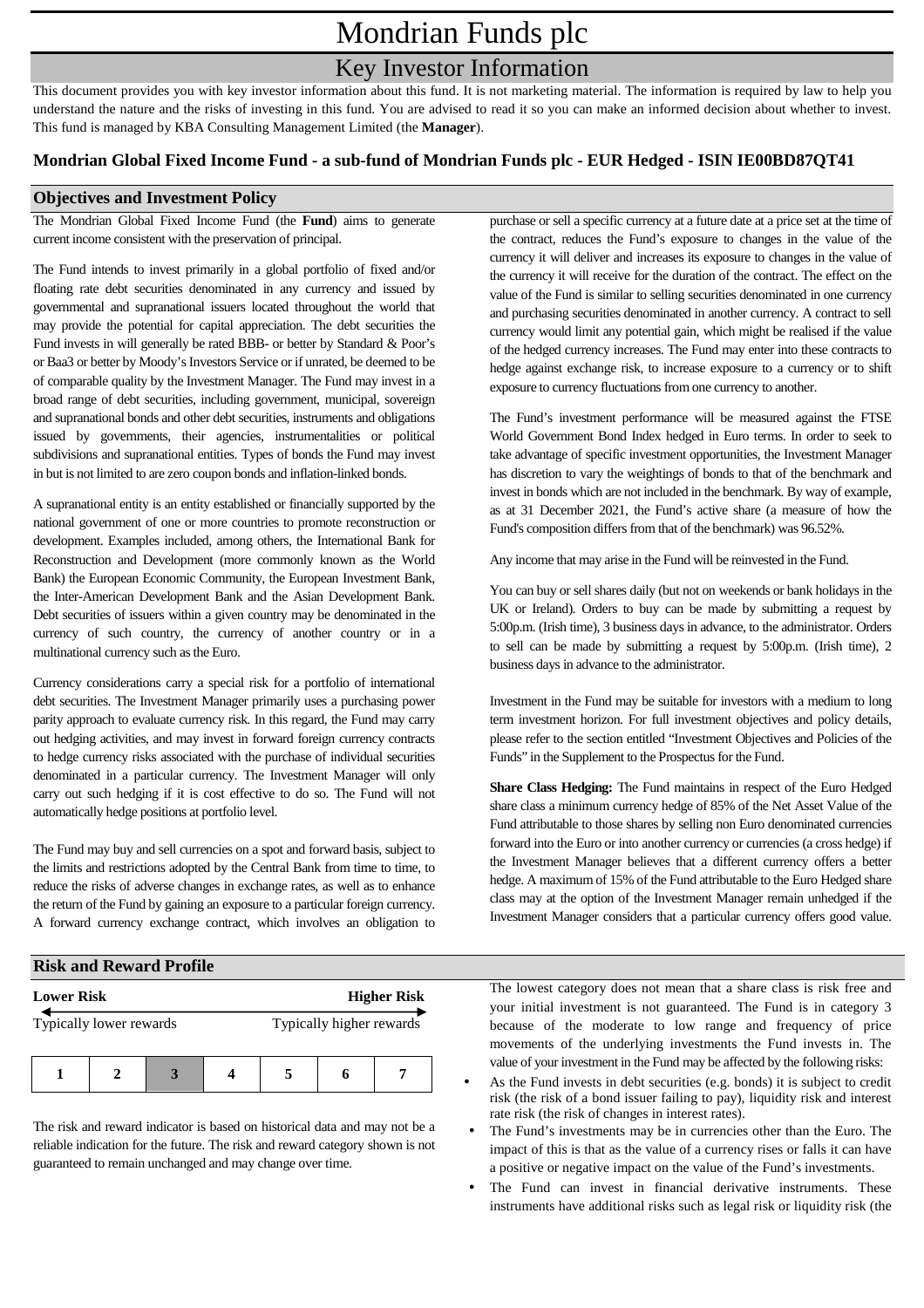# Mondrian Funds plc

## Key Investor Information

This document provides you with key investor information about this fund. It is not marketing material. The information is required by law to help you understand the nature and the risks of investing in this fund. You are advised to read it so you can make an informed decision about whether to invest. This fund is managed by KBA Consulting Management Limited (the **Manager**).

### Mondrian Global Fixed Income Fund - a sub-fund of Mondrian Funds plc - EUR Hedged - ISIN IE00BD87QT41

### Objectives and Investment Policy

The Mondrian Global Fixed Income Fund (the **Fund**) aims to generate current income consistent with the preservation of principal.

The Fund intends to invest primarily in a global portfolio of fixed and/or floating rate debt securities denominated in any currency and issued by governmental and supranational issuers located throughout the world that may provide the potential for capital appreciation. The debt securities the Fund invests in will generally be rated BBB- or better by Standard & Poor's or Baa3 or better by Moody's Investors Service or if unrated, be deemed to be of comparable quality by the Investment Manager. The Fund may invest in a broad range of debt securities, including government, municipal, sovereign and supranational bonds and other debt securities, instruments and obligations issued by governments, their agencies, instrumentalities or political subdivisions and supranational entities. Types of bonds the Fund may invest in but is not limited to are zero coupon bonds and inflation-linked bonds.

A supranational entity is an entity established or financially supported by the national government of one or more countries to promote reconstruction or development. Examples included, among others, the International Bank for Reconstruction and Development (more commonly known as the World Bank) the European Economic Community, the European Investment Bank, the Inter-American Development Bank and the Asian Development Bank. Debt securities of issuers within a given country may be denominated in the currency of such country, the currency of another country or in a multinational currency such as the Euro.

Currency considerations carry a special risk for a portfolio of international debt securities. The Investment Manager primarily uses a purchasing power parity approach to evaluate currency risk. In this regard, the Fund may carry out hedging activities, and may invest in forward foreign currency contracts to hedge currency risks associated with the purchase of individual securities denominated in a particular currency. The Investment Manager will only carry out such hedging if it is cost effective to do so. The Fund will not automatically hedge positions at portfolio level.

The Fund may buy and sell currencies on a spot and forward basis, subject to the limits and restrictions adopted by the Central Bank from time to time, to reduce the risks of adverse changes in exchange rates, as well as to enhance the return of the Fund by gaining an exposure to a particular foreign currency. A forward currency exchange contract, which involves an obligation to purchase or sell a specific currency at a future date at a price set at the time of the contract, reduces the Fund's exposure to changes in the value of the currency it will deliver and increases its exposure to changes in the value of the currency it will receive for the duration of the contract. The effect on the value of the Fund is similar to selling securities denominated in one currency and purchasing securities denominated in another currency. A contract to sell currency would limit any potential gain, which might be realised if the value of the hedged currency increases. The Fund may enter into these contracts to hedge against exchange risk, to increase exposure to a currency or to shift exposure to currency fluctuations from one currency to another.

The Fund's investment performance will be measured against the FTSE World Government Bond Index hedged in Euro terms. In order to seek to take advantage of specific investment opportunities, the Investment Manager has discretion to vary the weightings of bonds to that of the benchmark and invest in bonds which are not included in the benchmark. By way of example, as at 31 December 2021, the Fund's active share (a measure of how the Fund's composition differs from that of the benchmark) was 96.52%.

Any income that may arise in the Fund will be reinvested in the Fund.

You can buy or sell shares daily (but not on weekends or bank holidays in the UK or Ireland). Orders to buy can be made by submitting a request by 5:00p.m. (Irish time), 3 business days in advance, to the administrator. Orders to sell can be made by submitting a request by 5:00p.m. (Irish time), 2 business days in advance to the administrator.

Investment in the Fund may be suitable for investors with a medium to long term investment horizon. For full investment objectives and policy details, please refer to the section entitled "Investment Objectives and Policies of the Funds" in the Supplement to the Prospectus for the Fund.

**Share Class Hedging:** The Fund maintains in respect of the Euro Hedged share class a minimum currency hedge of 85% of the Net Asset Value of the Fund attributable to those shares by selling non Euro denominated currencies forward into the Euro or into another currency or currencies (a cross hedge) if the Investment Manager believes that a different currency offers a better hedge. A maximum of 15% of the Fund attributable to the Euro Hedged share class may at the option of the Investment Manager remain unhedged if the Investment Manager considers that a particular currency offers good value.

### Risk and Reward Profile

**Lower Risk** — **Higher Risk**

Typically lower rewards — Typically higher rewards

| 1 | 2 | **3** | 4 | 5 | 6 | 7 |
|---|---|---|---|---|---|---|

The risk and reward indicator is based on historical data and may not be a reliable indication for the future. The risk and reward category shown is not guaranteed to remain unchanged and may change over time.

The lowest category does not mean that a share class is risk free and your initial investment is not guaranteed. The Fund is in category 3 because of the moderate to low range and frequency of price movements of the underlying investments the Fund invests in. The value of your investment in the Fund may be affected by the following risks:

- As the Fund invests in debt securities (e.g. bonds) it is subject to credit risk (the risk of a bond issuer failing to pay), liquidity risk and interest rate risk (the risk of changes in interest rates).
- The Fund's investments may be in currencies other than the Euro. The impact of this is that as the value of a currency rises or falls it can have a positive or negative impact on the value of the Fund's investments.
- The Fund can invest in financial derivative instruments. These instruments have additional risks such as legal risk or liquidity risk (the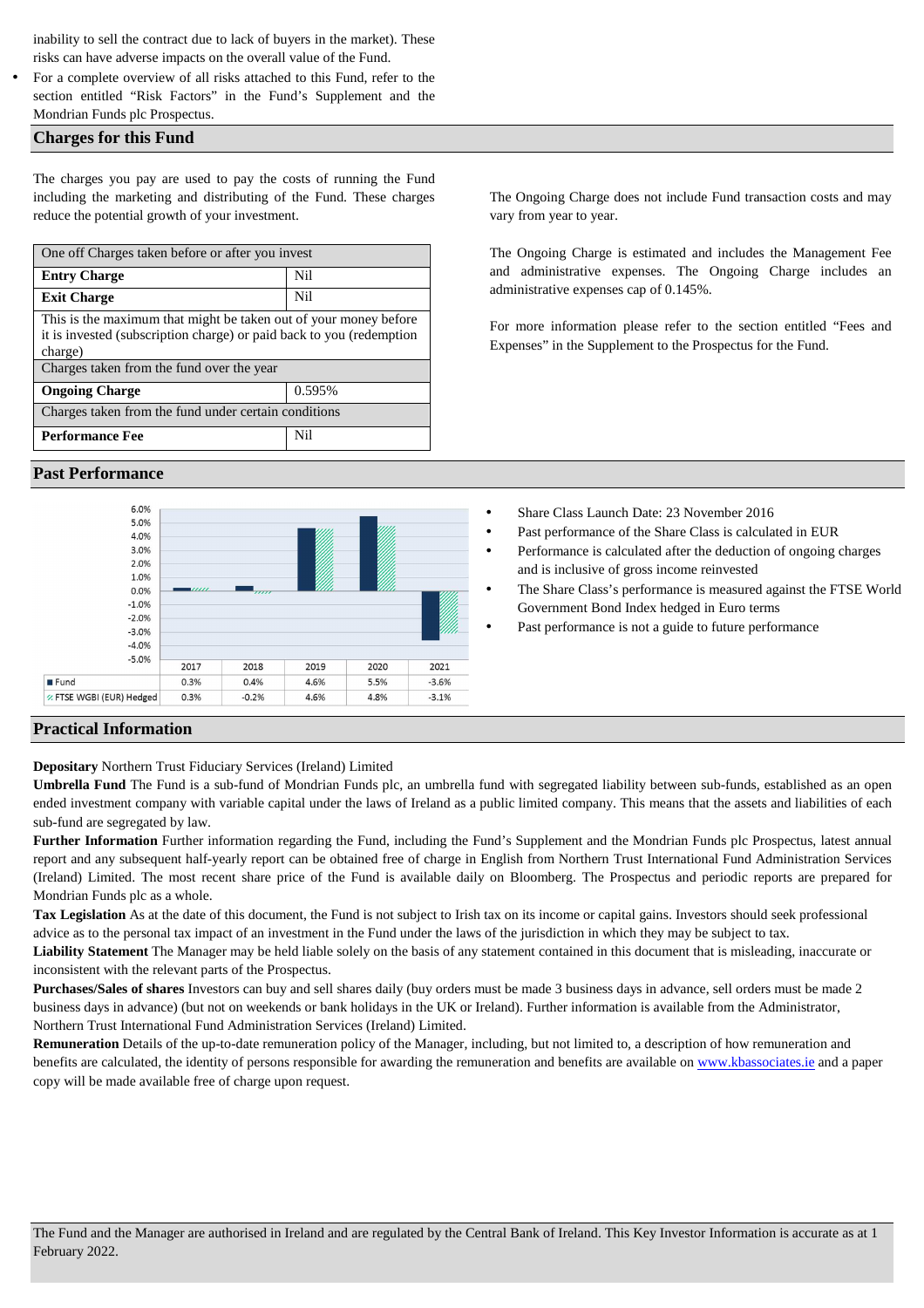inability to sell the contract due to lack of buyers in the market). These risks can have adverse impacts on the overall value of the Fund.

- For a complete overview of all risks attached to this Fund, refer to the section entitled "Risk Factors" in the Fund's Supplement and the Mondrian Funds plc Prospectus.

## Charges for this Fund

The charges you pay are used to pay the costs of running the Fund including the marketing and distributing of the Fund. These charges reduce the potential growth of your investment.

| One off Charges taken before or after you invest | |
|---|---|
| **Entry Charge** | Nil |
| **Exit Charge** | Nil |
| This is the maximum that might be taken out of your money before it is invested (subscription charge) or paid back to you (redemption charge) | |
| Charges taken from the fund over the year | |
| **Ongoing Charge** | 0.595% |
| Charges taken from the fund under certain conditions | |
| **Performance Fee** | Nil |

The Ongoing Charge does not include Fund transaction costs and may vary from year to year.

The Ongoing Charge is estimated and includes the Management Fee and administrative expenses. The Ongoing Charge includes an administrative expenses cap of 0.145%.

For more information please refer to the section entitled "Fees and Expenses" in the Supplement to the Prospectus for the Fund.

## Past Performance

6.0%
5.0%
4.0%
3.0%
2.0%
1.0%
0.0%
-1.0%
-2.0%
-3.0%
-4.0%
-5.0%

2017 2018 2019 2020 2021

Fund 0.3% 0.4% 4.6% 5.5% -3.6%

FTSE WGBI (EUR) Hedged 0.3% -0.2% 4.6% 4.8% -3.1%

- Share Class Launch Date: 23 November 2016
- Past performance of the Share Class is calculated in EUR
- Performance is calculated after the deduction of ongoing charges and is inclusive of gross income reinvested
- The Share Class's performance is measured against the FTSE World Government Bond Index hedged in Euro terms
- Past performance is not a guide to future performance

## Practical Information

**Depositary** Northern Trust Fiduciary Services (Ireland) Limited

**Umbrella Fund** The Fund is a sub-fund of Mondrian Funds plc, an umbrella fund with segregated liability between sub-funds, established as an open ended investment company with variable capital under the laws of Ireland as a public limited company. This means that the assets and liabilities of each sub-fund are segregated by law.

**Further Information** Further information regarding the Fund, including the Fund's Supplement and the Mondrian Funds plc Prospectus, latest annual report and any subsequent half-yearly report can be obtained free of charge in English from Northern Trust International Fund Administration Services (Ireland) Limited. The most recent share price of the Fund is available daily on Bloomberg. The Prospectus and periodic reports are prepared for Mondrian Funds plc as a whole.

**Tax Legislation** As at the date of this document, the Fund is not subject to Irish tax on its income or capital gains. Investors should seek professional advice as to the personal tax impact of an investment in the Fund under the laws of the jurisdiction in which they may be subject to tax.

**Liability Statement** The Manager may be held liable solely on the basis of any statement contained in this document that is misleading, inaccurate or inconsistent with the relevant parts of the Prospectus.

**Purchases/Sales of shares** Investors can buy and sell shares daily (buy orders must be made 3 business days in advance, sell orders must be made 2 business days in advance) (but not on weekends or bank holidays in the UK or Ireland). Further information is available from the Administrator, Northern Trust International Fund Administration Services (Ireland) Limited.

**Remuneration** Details of the up-to-date remuneration policy of the Manager, including, but not limited to, a description of how remuneration and benefits are calculated, the identity of persons responsible for awarding the remuneration and benefits are available on www.kbassociates.ie and a paper copy will be made available free of charge upon request.

The Fund and the Manager are authorised in Ireland and are regulated by the Central Bank of Ireland. This Key Investor Information is accurate as at 1 February 2022.